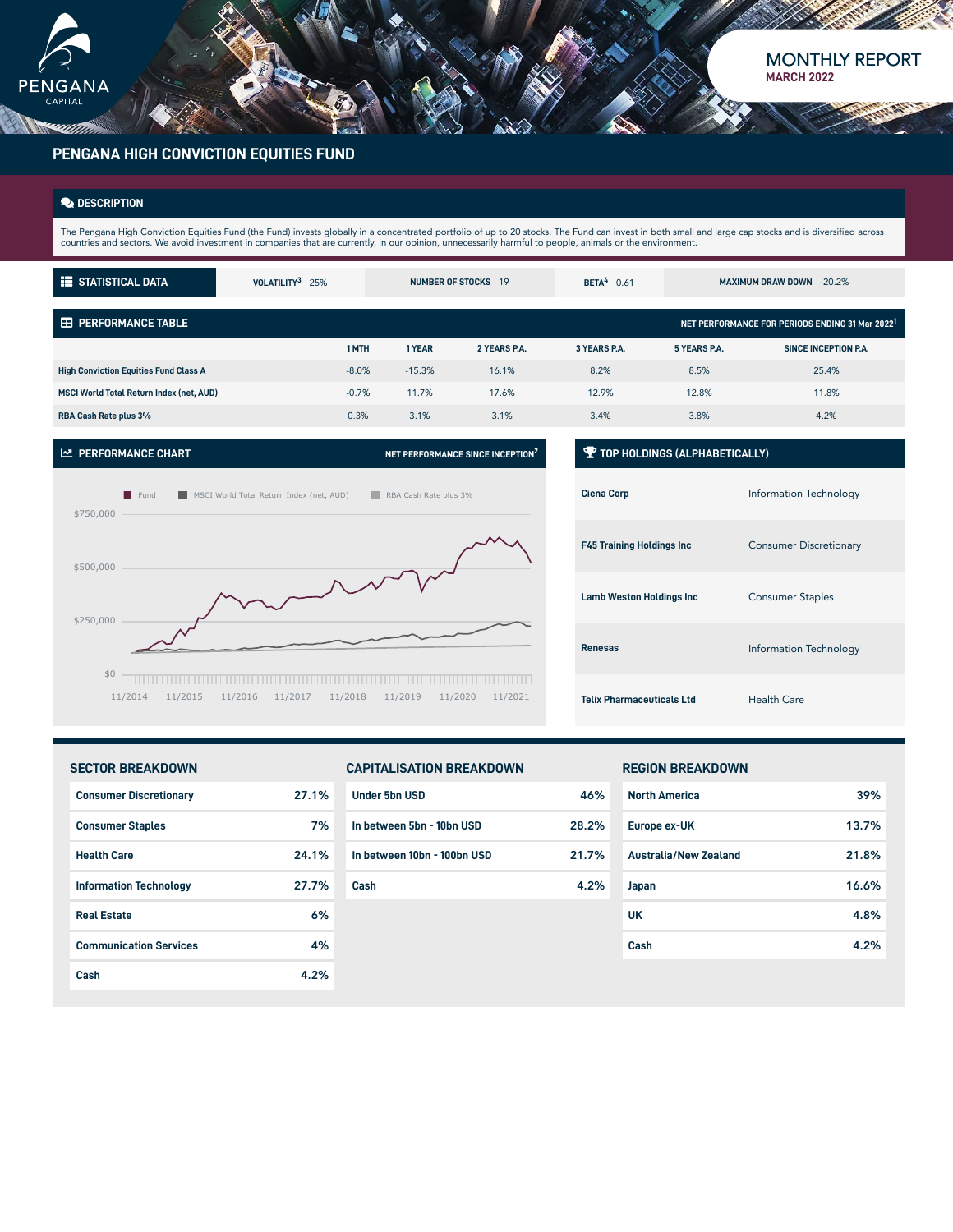MONTHLY REPORT
MARCH 2022

# PENGANA HIGH CONVICTION EQUITIES FUND

## DESCRIPTION

The Pengana High Conviction Equities Fund (the Fund) invests globally in a concentrated portfolio of up to 20 stocks. The Fund can invest in both small and large cap stocks and is diversified across countries and sectors. We avoid investment in companies that are currently, in our opinion, unnecessarily harmful to people, animals or the environment.

## STATISTICAL DATA

| VOLATILITY[3] | NUMBER OF STOCKS | BETA[4] | MAXIMUM DRAW DOWN |
|---|---|---|---|
| 25% | 19 | 0.61 | -20.2% |

## PERFORMANCE TABLE

NET PERFORMANCE FOR PERIODS ENDING 31 Mar 2022[1]

| | 1 MTH | 1 YEAR | 2 YEARS P.A. | 3 YEARS P.A. | 5 YEARS P.A. | SINCE INCEPTION P.A. |
|---|---|---|---|---|---|---|
| High Conviction Equities Fund Class A | -8.0% | -15.3% | 16.1% | 8.2% | 8.5% | 25.4% |
| MSCI World Total Return Index (net, AUD) | -0.7% | 11.7% | 17.6% | 12.9% | 12.8% | 11.8% |
| RBA Cash Rate plus 3% | 0.3% | 3.1% | 3.1% | 3.4% | 3.8% | 4.2% |

## PERFORMANCE CHART

NET PERFORMANCE SINCE INCEPTION[2]

Fund | MSCI World Total Return Index (net, AUD) | RBA Cash Rate plus 3%

$750,000 / $500,000 / $250,000 / $0

11/2014 11/2015 11/2016 11/2017 11/2018 11/2019 11/2020 11/2021

## TOP HOLDINGS (ALPHABETICALLY)

| Holding | Sector |
|---|---|
| Ciena Corp | Information Technology |
| F45 Training Holdings Inc | Consumer Discretionary |
| Lamb Weston Holdings Inc | Consumer Staples |
| Renesas | Information Technology |
| Telix Pharmaceuticals Ltd | Health Care |

## SECTOR BREAKDOWN

| Sector | % |
|---|---|
| Consumer Discretionary | 27.1% |
| Consumer Staples | 7% |
| Health Care | 24.1% |
| Information Technology | 27.7% |
| Real Estate | 6% |
| Communication Services | 4% |
| Cash | 4.2% |

## CAPITALISATION BREAKDOWN

| Capitalisation | % |
|---|---|
| Under 5bn USD | 46% |
| In between 5bn - 10bn USD | 28.2% |
| In between 10bn - 100bn USD | 21.7% |
| Cash | 4.2% |

## REGION BREAKDOWN

| Region | % |
|---|---|
| North America | 39% |
| Europe ex-UK | 13.7% |
| Australia/New Zealand | 21.8% |
| Japan | 16.6% |
| UK | 4.8% |
| Cash | 4.2% |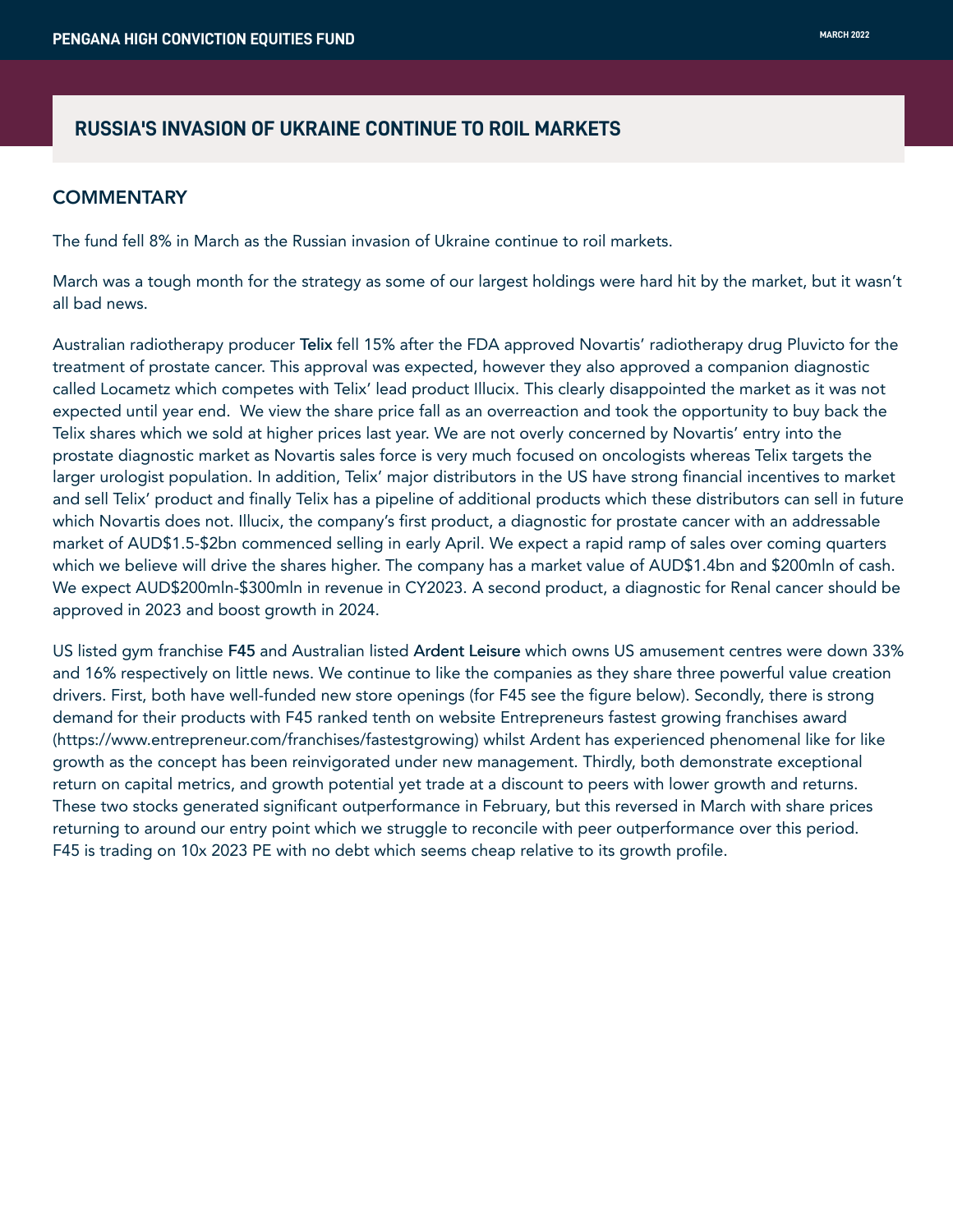# RUSSIA'S INVASION OF UKRAINE CONTINUE TO ROIL MARKETS

## COMMENTARY

The fund fell 8% in March as the Russian invasion of Ukraine continue to roil markets.

March was a tough month for the strategy as some of our largest holdings were hard hit by the market, but it wasn't all bad news.

Australian radiotherapy producer **Telix** fell 15% after the FDA approved Novartis' radiotherapy drug Pluvicto for the treatment of prostate cancer. This approval was expected, however they also approved a companion diagnostic called Locametz which competes with Telix' lead product Illucix. This clearly disappointed the market as it was not expected until year end. We view the share price fall as an overreaction and took the opportunity to buy back the Telix shares which we sold at higher prices last year. We are not overly concerned by Novartis' entry into the prostate diagnostic market as Novartis sales force is very much focused on oncologists whereas Telix targets the larger urologist population. In addition, Telix' major distributors in the US have strong financial incentives to market and sell Telix' product and finally Telix has a pipeline of additional products which these distributors can sell in future which Novartis does not. Illucix, the company's first product, a diagnostic for prostate cancer with an addressable market of AUD$1.5-$2bn commenced selling in early April. We expect a rapid ramp of sales over coming quarters which we believe will drive the shares higher. The company has a market value of AUD$1.4bn and $200mln of cash. We expect AUD$200mln-$300mln in revenue in CY2023. A second product, a diagnostic for Renal cancer should be approved in 2023 and boost growth in 2024.

US listed gym franchise **F45** and Australian listed **Ardent Leisure** which owns US amusement centres were down 33% and 16% respectively on little news. We continue to like the companies as they share three powerful value creation drivers. First, both have well-funded new store openings (for F45 see the figure below). Secondly, there is strong demand for their products with F45 ranked tenth on website Entrepreneurs fastest growing franchises award (https://www.entrepreneur.com/franchises/fastestgrowing) whilst Ardent has experienced phenomenal like for like growth as the concept has been reinvigorated under new management. Thirdly, both demonstrate exceptional return on capital metrics, and growth potential yet trade at a discount to peers with lower growth and returns. These two stocks generated significant outperformance in February, but this reversed in March with share prices returning to around our entry point which we struggle to reconcile with peer outperformance over this period. F45 is trading on 10x 2023 PE with no debt which seems cheap relative to its growth profile.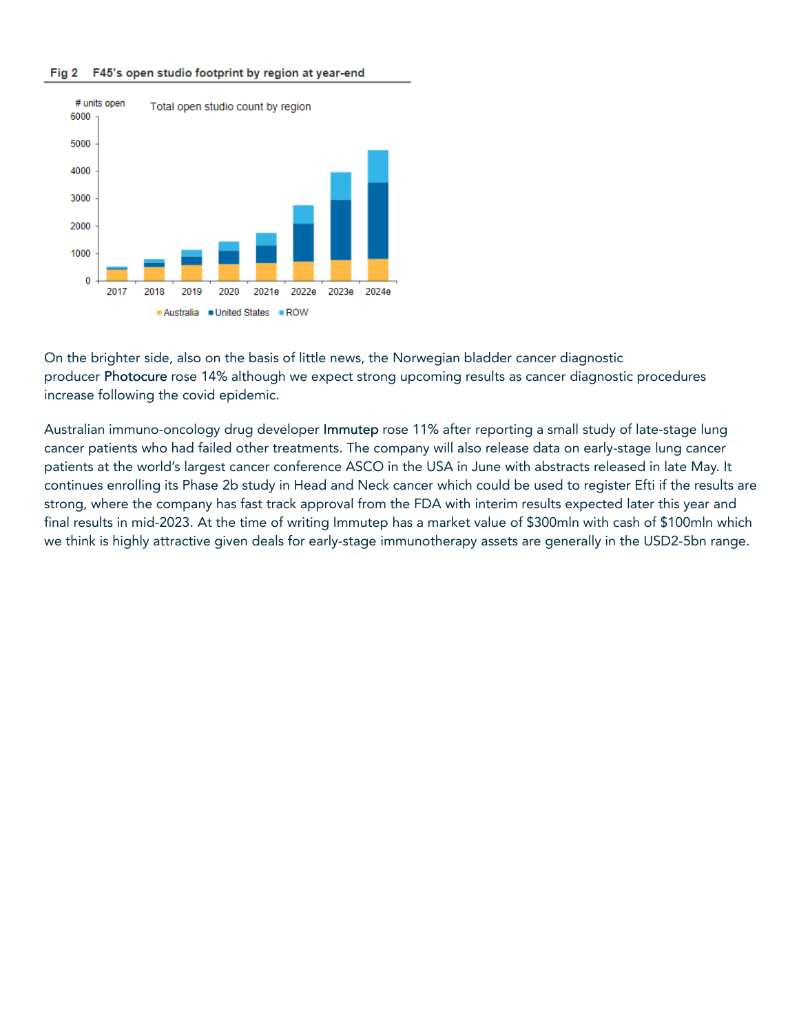**Fig 2 F45's open studio footprint by region at year-end**

On the brighter side, also on the basis of little news, the Norwegian bladder cancer diagnostic producer Photocure rose 14% although we expect strong upcoming results as cancer diagnostic procedures increase following the covid epidemic.

Australian immuno-oncology drug developer Immutep rose 11% after reporting a small study of late-stage lung cancer patients who had failed other treatments. The company will also release data on early-stage lung cancer patients at the world's largest cancer conference ASCO in the USA in June with abstracts released in late May. It continues enrolling its Phase 2b study in Head and Neck cancer which could be used to register Efti if the results are strong, where the company has fast track approval from the FDA with interim results expected later this year and final results in mid-2023. At the time of writing Immutep has a market value of $300mln with cash of $100mln which we think is highly attractive given deals for early-stage immunotherapy assets are generally in the USD2-5bn range.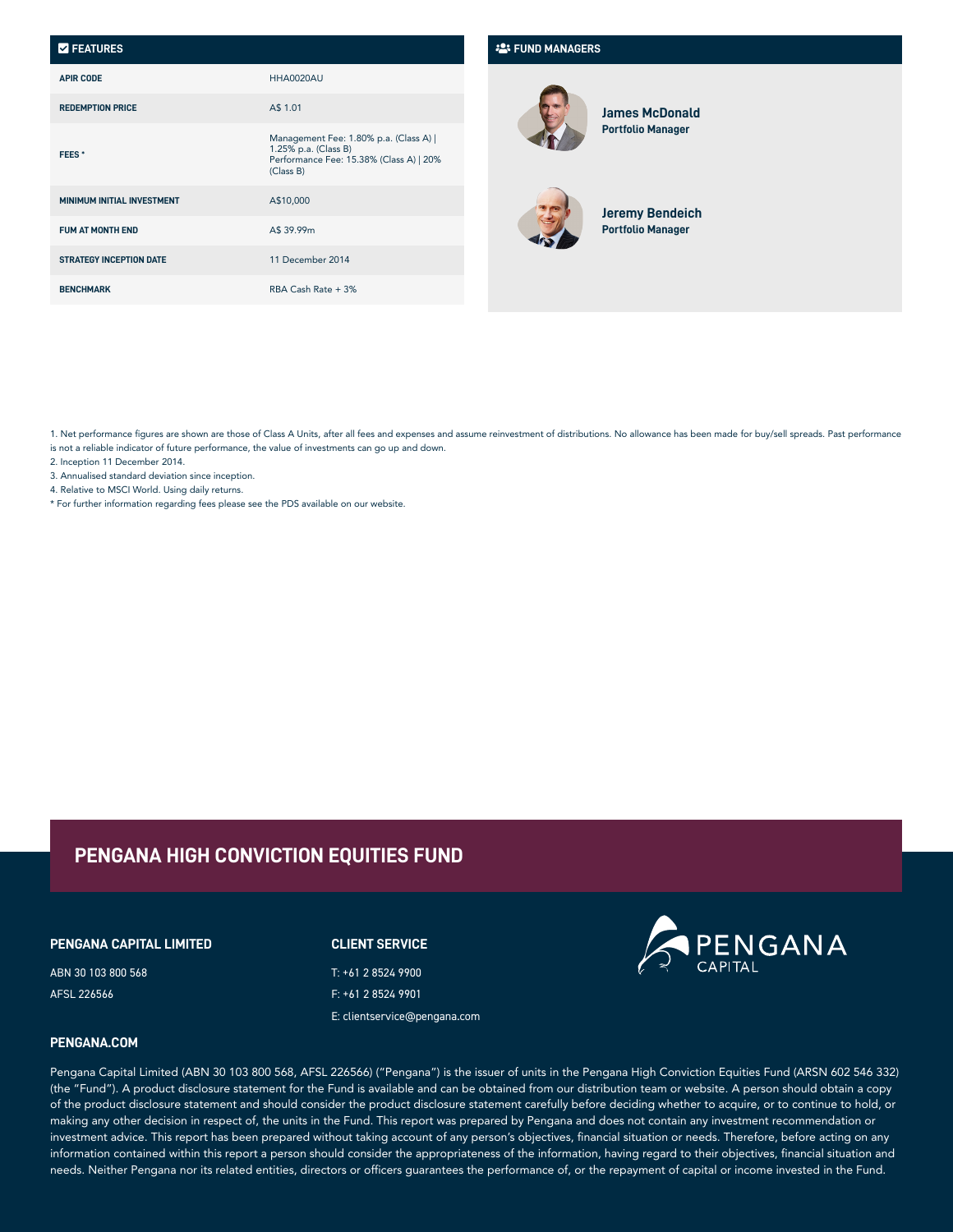## FEATURES

| | |
|---|---|
| **APIR CODE** | HHA0020AU |
| **REDEMPTION PRICE** | A$ 1.01 |
| **FEES *** | Management Fee: 1.80% p.a. (Class A) \| 1.25% p.a. (Class B) Performance Fee: 15.38% (Class A) \| 20% (Class B) |
| **MINIMUM INITIAL INVESTMENT** | A$10,000 |
| **FUM AT MONTH END** | A$ 39.99m |
| **STRATEGY INCEPTION DATE** | 11 December 2014 |
| **BENCHMARK** | RBA Cash Rate + 3% |

## FUND MANAGERS

**James McDonald**
**Portfolio Manager**

**Jeremy Bendeich**
**Portfolio Manager**

1. Net performance figures are shown are those of Class A Units, after all fees and expenses and assume reinvestment of distributions. No allowance has been made for buy/sell spreads. Past performance is not a reliable indicator of future performance, the value of investments can go up and down.
2. Inception 11 December 2014.
3. Annualised standard deviation since inception.
4. Relative to MSCI World. Using daily returns.

* For further information regarding fees please see the PDS available on our website.

# PENGANA HIGH CONVICTION EQUITIES FUND

**PENGANA CAPITAL LIMITED**

ABN 30 103 800 568

AFSL 226566

**CLIENT SERVICE**

T: +61 2 8524 9900

F: +61 2 8524 9901

E: clientservice@pengana.com

PENGANA CAPITAL

**PENGANA.COM**

Pengana Capital Limited (ABN 30 103 800 568, AFSL 226566) ("Pengana") is the issuer of units in the Pengana High Conviction Equities Fund (ARSN 602 546 332) (the "Fund"). A product disclosure statement for the Fund is available and can be obtained from our distribution team or website. A person should obtain a copy of the product disclosure statement and should consider the product disclosure statement carefully before deciding whether to acquire, or to continue to hold, or making any other decision in respect of, the units in the Fund. This report was prepared by Pengana and does not contain any investment recommendation or investment advice. This report has been prepared without taking account of any person's objectives, financial situation or needs. Therefore, before acting on any information contained within this report a person should consider the appropriateness of the information, having regard to their objectives, financial situation and needs. Neither Pengana nor its related entities, directors or officers guarantees the performance of, or the repayment of capital or income invested in the Fund.